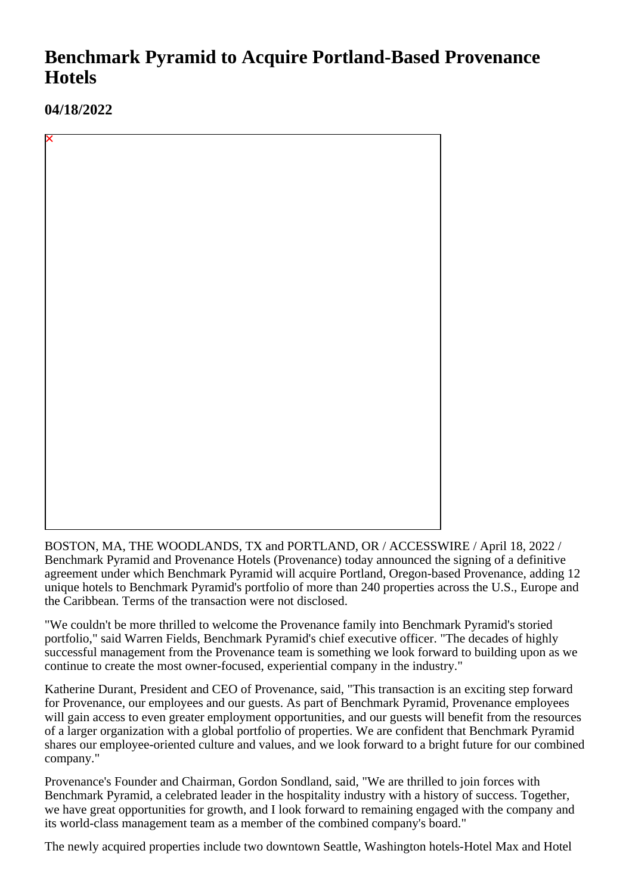# Benchmark Pyramid to Acquire Portland-Based Provenance Hotels

## 04/18/2022

BOSTON, MA, THE WOODLANDS, TX and PORTLAND, OR / ACCESSWIRE / April 18, 2022 / Benchmark Pyramid and Provenance Hotels (Provenance) today announced the signing of a definitive agreement under which Benchmark Pyramid will acquire Portland, Oregon-based Provenance, adding 12 unique hotels to Benchmark Pyramid's portfolio of more than 240 properties across the U.S., Europe and the Caribbean. Terms of the transaction were not disclosed.

"We couldn't be more thrilled to welcome the Provenance family into Benchmark Pyramid's storied portfolio," said Warren Fields, Benchmark Pyramid's chief executive officer. "The decades of highly successful management from the Provenance team is something we look forward to building upon as we continue to create the most owner-focused, experiential company in the industry."

Katherine Durant, President and CEO of Provenance, said, "This transaction is an exciting step forward for Provenance, our employees and our guests. As part of Benchmark Pyramid, Provenance employees will gain access to even greater employment opportunities, and our guests will benefit from the resources of a larger organization with a global portfolio of properties. We are confident that Benchmark Pyramid shares our employee-oriented culture and values, and we look forward to a bright future for our combined company."

Provenance's Founder and Chairman, Gordon Sondland, said, "We are thrilled to join forces with Benchmark Pyramid, a celebrated leader in the hospitality industry with a history of success. Together, we have great opportunities for growth, and I look forward to remaining engaged with the company and its world-class management team as a member of the combined company's board."

The newly acquired properties include two downtown Seattle, Washington hotels-Hotel Max and Hotel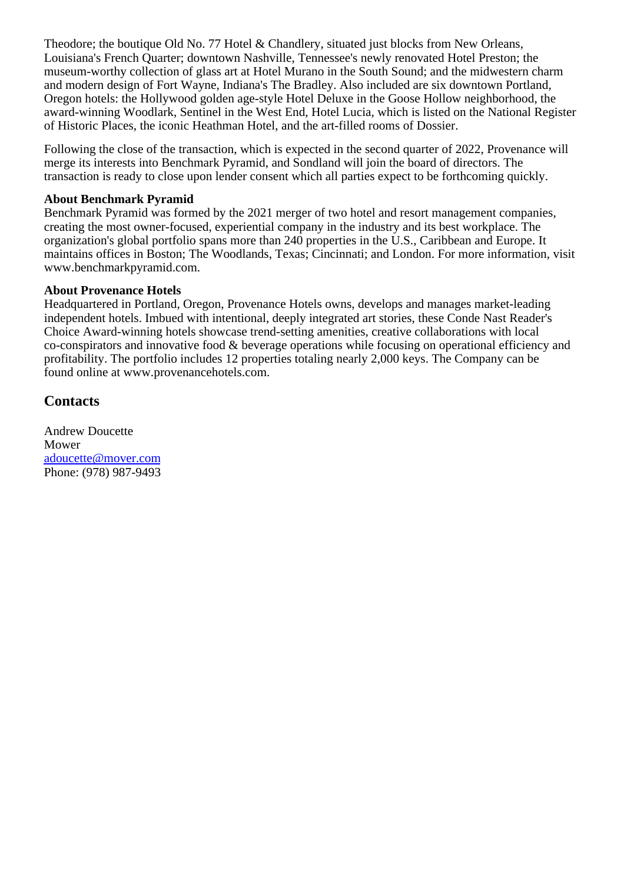Theodore; the boutique Old No. 77 Hotel & Chandlery, situated just blocks from New Orleans, Louisiana's French Quarter; downtown Nashville, Tennessee's newly renovated Hotel Preston; the museum-worthy collection of glass art at Hotel Murano in the South Sound; and the midwestern charm and modern design of Fort Wayne, Indiana's The Bradley. Also included are six downtown Portland, Oregon hotels: the Hollywood golden age-style Hotel Deluxe in the Goose Hollow neighborhood, the award-winning Woodlark, Sentinel in the West End, Hotel Lucia, which is listed on the National Register of Historic Places, the iconic Heathman Hotel, and the art-filled rooms of Dossier.

Following the close of the transaction, which is expected in the second quarter of 2022, Provenance will merge its interests into Benchmark Pyramid, and Sondland will join the board of directors. The transaction is ready to close upon lender consent which all parties expect to be forthcoming quickly.

**About Benchmark Pyramid**
Benchmark Pyramid was formed by the 2021 merger of two hotel and resort management companies, creating the most owner-focused, experiential company in the industry and its best workplace. The organization's global portfolio spans more than 240 properties in the U.S., Caribbean and Europe. It maintains offices in Boston; The Woodlands, Texas; Cincinnati; and London. For more information, visit www.benchmarkpyramid.com.

**About Provenance Hotels**
Headquartered in Portland, Oregon, Provenance Hotels owns, develops and manages market-leading independent hotels. Imbued with intentional, deeply integrated art stories, these Conde Nast Reader's Choice Award-winning hotels showcase trend-setting amenities, creative collaborations with local co-conspirators and innovative food & beverage operations while focusing on operational efficiency and profitability. The portfolio includes 12 properties totaling nearly 2,000 keys. The Company can be found online at www.provenancehotels.com.

## Contacts

Andrew Doucette
Mower
adoucette@mover.com
Phone: (978) 987-9493